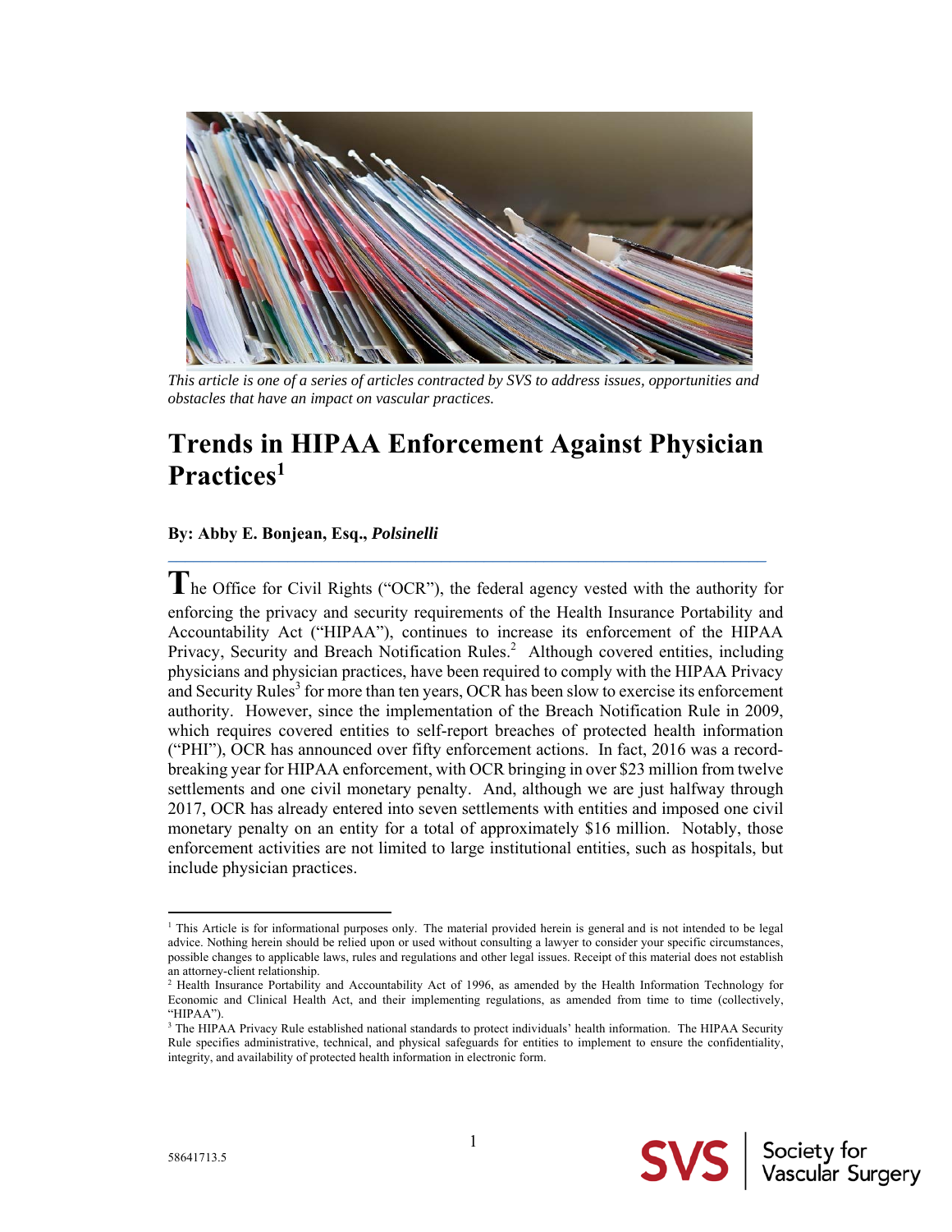*This article is one of a series of articles contracted by SVS to address issues, opportunities and obstacles that have an impact on vascular practices.*

# Trends in HIPAA Enforcement Against Physician Practices[1]

**By: Abby E. Bonjean, Esq., *Polsinelli***

The Office for Civil Rights ("OCR"), the federal agency vested with the authority for enforcing the privacy and security requirements of the Health Insurance Portability and Accountability Act ("HIPAA"), continues to increase its enforcement of the HIPAA Privacy, Security and Breach Notification Rules.[2] Although covered entities, including physicians and physician practices, have been required to comply with the HIPAA Privacy and Security Rules[3] for more than ten years, OCR has been slow to exercise its enforcement authority. However, since the implementation of the Breach Notification Rule in 2009, which requires covered entities to self-report breaches of protected health information ("PHI"), OCR has announced over fifty enforcement actions. In fact, 2016 was a record-breaking year for HIPAA enforcement, with OCR bringing in over $23 million from twelve settlements and one civil monetary penalty. And, although we are just halfway through 2017, OCR has already entered into seven settlements with entities and imposed one civil monetary penalty on an entity for a total of approximately $16 million. Notably, those enforcement activities are not limited to large institutional entities, such as hospitals, but include physician practices.

---

[1] This Article is for informational purposes only. The material provided herein is general and is not intended to be legal advice. Nothing herein should be relied upon or used without consulting a lawyer to consider your specific circumstances, possible changes to applicable laws, rules and regulations and other legal issues. Receipt of this material does not establish an attorney-client relationship.

[2] Health Insurance Portability and Accountability Act of 1996, as amended by the Health Information Technology for Economic and Clinical Health Act, and their implementing regulations, as amended from time to time (collectively, "HIPAA").

[3] The HIPAA Privacy Rule established national standards to protect individuals' health information. The HIPAA Security Rule specifies administrative, technical, and physical safeguards for entities to implement to ensure the confidentiality, integrity, and availability of protected health information in electronic form.

58641713.5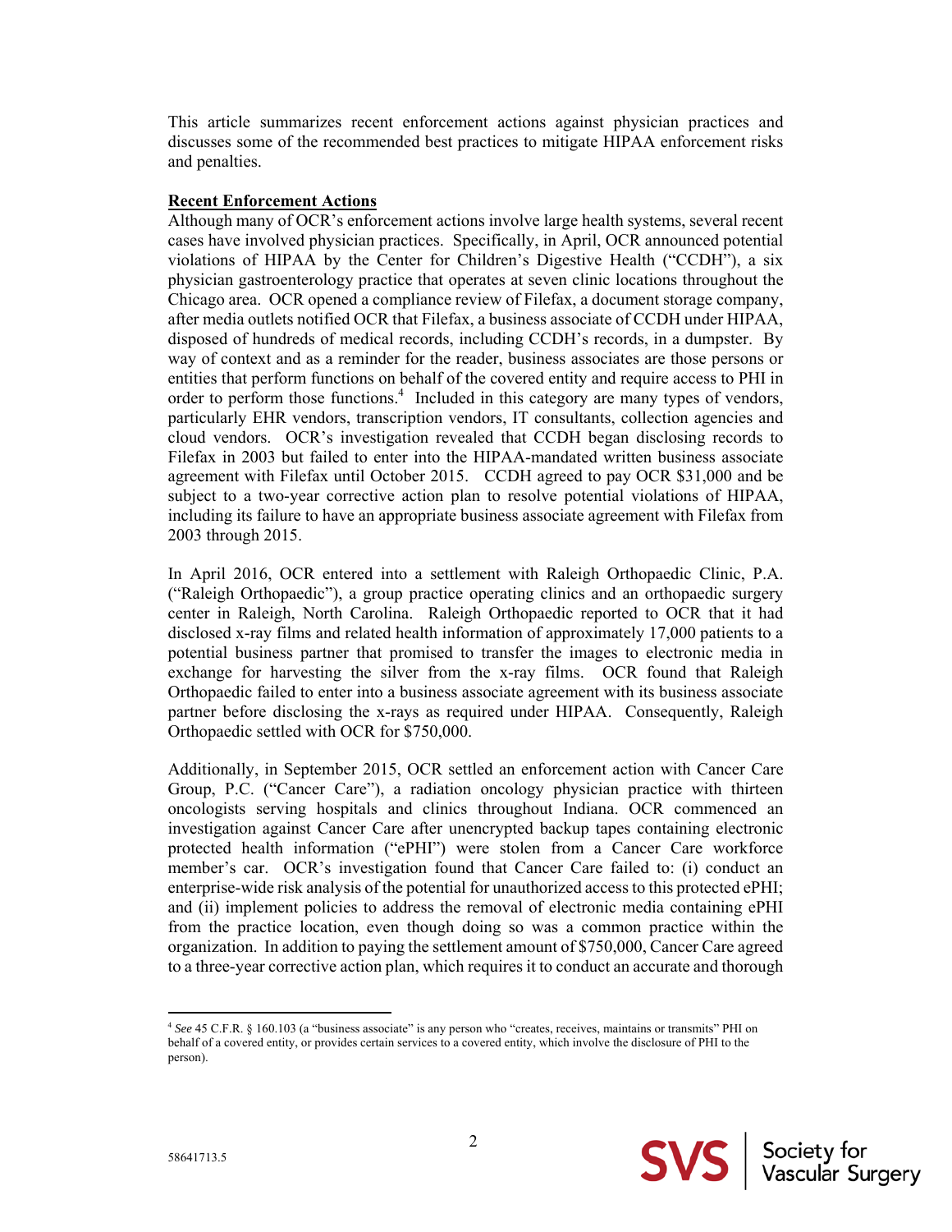This article summarizes recent enforcement actions against physician practices and discusses some of the recommended best practices to mitigate HIPAA enforcement risks and penalties.

**Recent Enforcement Actions**

Although many of OCR's enforcement actions involve large health systems, several recent cases have involved physician practices. Specifically, in April, OCR announced potential violations of HIPAA by the Center for Children's Digestive Health ("CCDH"), a six physician gastroenterology practice that operates at seven clinic locations throughout the Chicago area. OCR opened a compliance review of Filefax, a document storage company, after media outlets notified OCR that Filefax, a business associate of CCDH under HIPAA, disposed of hundreds of medical records, including CCDH's records, in a dumpster. By way of context and as a reminder for the reader, business associates are those persons or entities that perform functions on behalf of the covered entity and require access to PHI in order to perform those functions.[4] Included in this category are many types of vendors, particularly EHR vendors, transcription vendors, IT consultants, collection agencies and cloud vendors. OCR's investigation revealed that CCDH began disclosing records to Filefax in 2003 but failed to enter into the HIPAA-mandated written business associate agreement with Filefax until October 2015. CCDH agreed to pay OCR $31,000 and be subject to a two-year corrective action plan to resolve potential violations of HIPAA, including its failure to have an appropriate business associate agreement with Filefax from 2003 through 2015.

In April 2016, OCR entered into a settlement with Raleigh Orthopaedic Clinic, P.A. ("Raleigh Orthopaedic"), a group practice operating clinics and an orthopaedic surgery center in Raleigh, North Carolina. Raleigh Orthopaedic reported to OCR that it had disclosed x-ray films and related health information of approximately 17,000 patients to a potential business partner that promised to transfer the images to electronic media in exchange for harvesting the silver from the x-ray films. OCR found that Raleigh Orthopaedic failed to enter into a business associate agreement with its business associate partner before disclosing the x-rays as required under HIPAA. Consequently, Raleigh Orthopaedic settled with OCR for $750,000.

Additionally, in September 2015, OCR settled an enforcement action with Cancer Care Group, P.C. ("Cancer Care"), a radiation oncology physician practice with thirteen oncologists serving hospitals and clinics throughout Indiana. OCR commenced an investigation against Cancer Care after unencrypted backup tapes containing electronic protected health information ("ePHI") were stolen from a Cancer Care workforce member's car. OCR's investigation found that Cancer Care failed to: (i) conduct an enterprise-wide risk analysis of the potential for unauthorized access to this protected ePHI; and (ii) implement policies to address the removal of electronic media containing ePHI from the practice location, even though doing so was a common practice within the organization. In addition to paying the settlement amount of $750,000, Cancer Care agreed to a three-year corrective action plan, which requires it to conduct an accurate and thorough

---

[4] *See* 45 C.F.R. § 160.103 (a "business associate" is any person who "creates, receives, maintains or transmits" PHI on behalf of a covered entity, or provides certain services to a covered entity, which involve the disclosure of PHI to the person).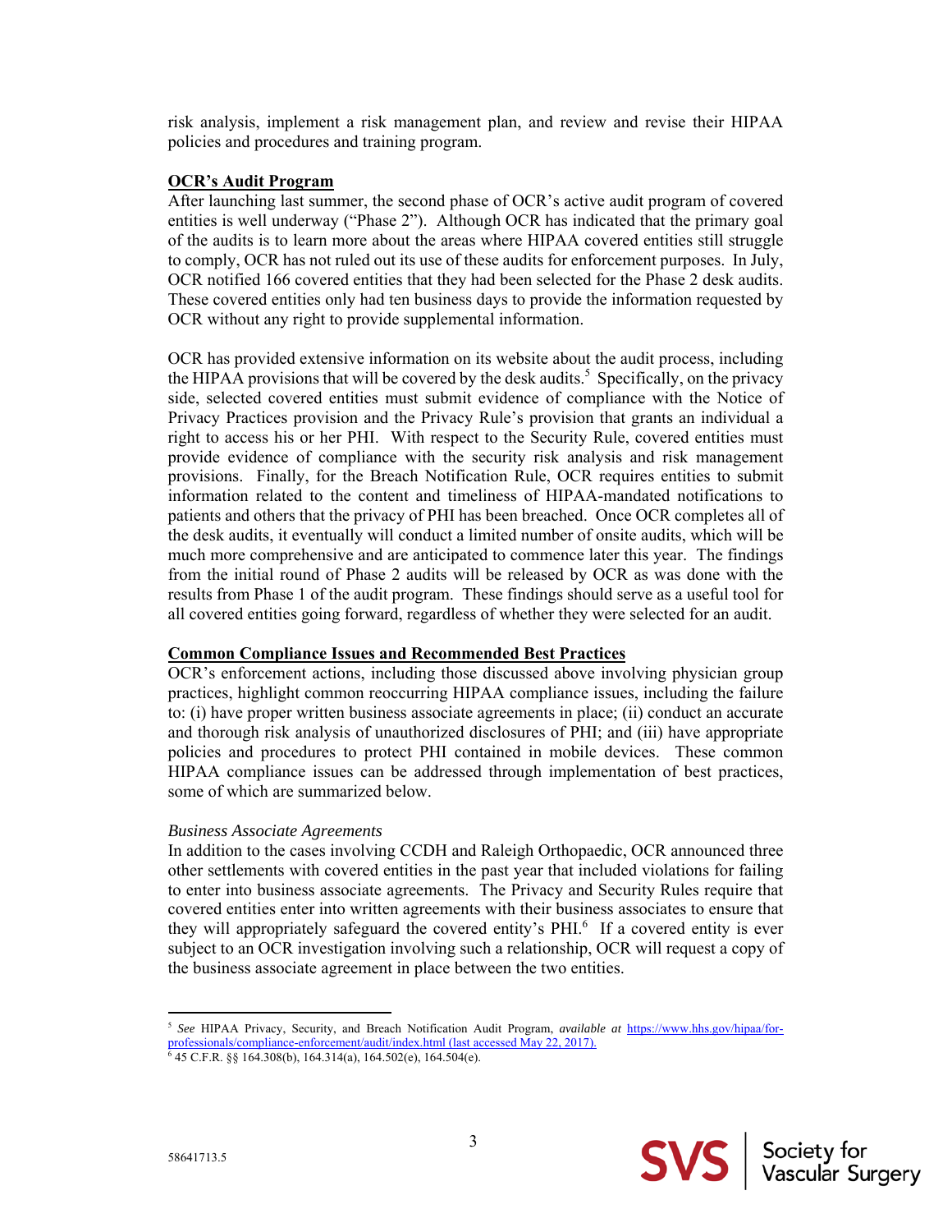risk analysis, implement a risk management plan, and review and revise their HIPAA policies and procedures and training program.

**OCR's Audit Program**

After launching last summer, the second phase of OCR's active audit program of covered entities is well underway ("Phase 2"). Although OCR has indicated that the primary goal of the audits is to learn more about the areas where HIPAA covered entities still struggle to comply, OCR has not ruled out its use of these audits for enforcement purposes. In July, OCR notified 166 covered entities that they had been selected for the Phase 2 desk audits. These covered entities only had ten business days to provide the information requested by OCR without any right to provide supplemental information.

OCR has provided extensive information on its website about the audit process, including the HIPAA provisions that will be covered by the desk audits.[5] Specifically, on the privacy side, selected covered entities must submit evidence of compliance with the Notice of Privacy Practices provision and the Privacy Rule's provision that grants an individual a right to access his or her PHI. With respect to the Security Rule, covered entities must provide evidence of compliance with the security risk analysis and risk management provisions. Finally, for the Breach Notification Rule, OCR requires entities to submit information related to the content and timeliness of HIPAA-mandated notifications to patients and others that the privacy of PHI has been breached. Once OCR completes all of the desk audits, it eventually will conduct a limited number of onsite audits, which will be much more comprehensive and are anticipated to commence later this year. The findings from the initial round of Phase 2 audits will be released by OCR as was done with the results from Phase 1 of the audit program. These findings should serve as a useful tool for all covered entities going forward, regardless of whether they were selected for an audit.

**Common Compliance Issues and Recommended Best Practices**

OCR's enforcement actions, including those discussed above involving physician group practices, highlight common reoccurring HIPAA compliance issues, including the failure to: (i) have proper written business associate agreements in place; (ii) conduct an accurate and thorough risk analysis of unauthorized disclosures of PHI; and (iii) have appropriate policies and procedures to protect PHI contained in mobile devices. These common HIPAA compliance issues can be addressed through implementation of best practices, some of which are summarized below.

*Business Associate Agreements*

In addition to the cases involving CCDH and Raleigh Orthopaedic, OCR announced three other settlements with covered entities in the past year that included violations for failing to enter into business associate agreements. The Privacy and Security Rules require that covered entities enter into written agreements with their business associates to ensure that they will appropriately safeguard the covered entity's PHI.[6] If a covered entity is ever subject to an OCR investigation involving such a relationship, OCR will request a copy of the business associate agreement in place between the two entities.

---

[5] *See* HIPAA Privacy, Security, and Breach Notification Audit Program, ***available at*** https://www.hhs.gov/hipaa/for-professionals/compliance-enforcement/audit/index.html (last accessed May 22, 2017).

[6] 45 C.F.R. §§ 164.308(b), 164.314(a), 164.502(e), 164.504(e).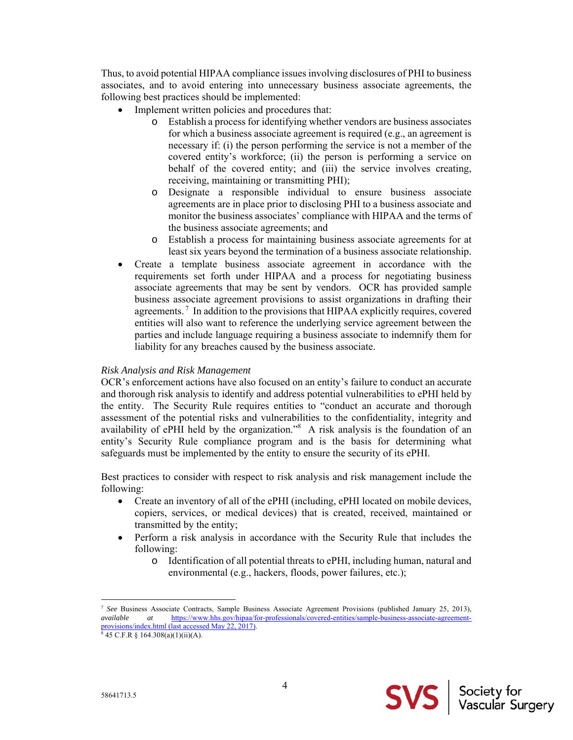Thus, to avoid potential HIPAA compliance issues involving disclosures of PHI to business associates, and to avoid entering into unnecessary business associate agreements, the following best practices should be implemented:

- Implement written policies and procedures that:
  - Establish a process for identifying whether vendors are business associates for which a business associate agreement is required (e.g., an agreement is necessary if: (i) the person performing the service is not a member of the covered entity's workforce; (ii) the person is performing a service on behalf of the covered entity; and (iii) the service involves creating, receiving, maintaining or transmitting PHI);
  - Designate a responsible individual to ensure business associate agreements are in place prior to disclosing PHI to a business associate and monitor the business associates' compliance with HIPAA and the terms of the business associate agreements; and
  - Establish a process for maintaining business associate agreements for at least six years beyond the termination of a business associate relationship.
- Create a template business associate agreement in accordance with the requirements set forth under HIPAA and a process for negotiating business associate agreements that may be sent by vendors. OCR has provided sample business associate agreement provisions to assist organizations in drafting their agreements.[7] In addition to the provisions that HIPAA explicitly requires, covered entities will also want to reference the underlying service agreement between the parties and include language requiring a business associate to indemnify them for liability for any breaches caused by the business associate.

*Risk Analysis and Risk Management*

OCR's enforcement actions have also focused on an entity's failure to conduct an accurate and thorough risk analysis to identify and address potential vulnerabilities to ePHI held by the entity. The Security Rule requires entities to "conduct an accurate and thorough assessment of the potential risks and vulnerabilities to the confidentiality, integrity and availability of ePHI held by the organization."[8] A risk analysis is the foundation of an entity's Security Rule compliance program and is the basis for determining what safeguards must be implemented by the entity to ensure the security of its ePHI.

Best practices to consider with respect to risk analysis and risk management include the following:

- Create an inventory of all of the ePHI (including, ePHI located on mobile devices, copiers, services, or medical devices) that is created, received, maintained or transmitted by the entity;
- Perform a risk analysis in accordance with the Security Rule that includes the following:
  - Identification of all potential threats to ePHI, including human, natural and environmental (e.g., hackers, floods, power failures, etc.);

[7] *See* Business Associate Contracts, Sample Business Associate Agreement Provisions (published January 25, 2013), *available at* https://www.hhs.gov/hipaa/for-professionals/covered-entities/sample-business-associate-agreement-provisions/index.html (last accessed May 22, 2017).

[8] 45 C.F.R § 164.308(a)(1)(ii)(A).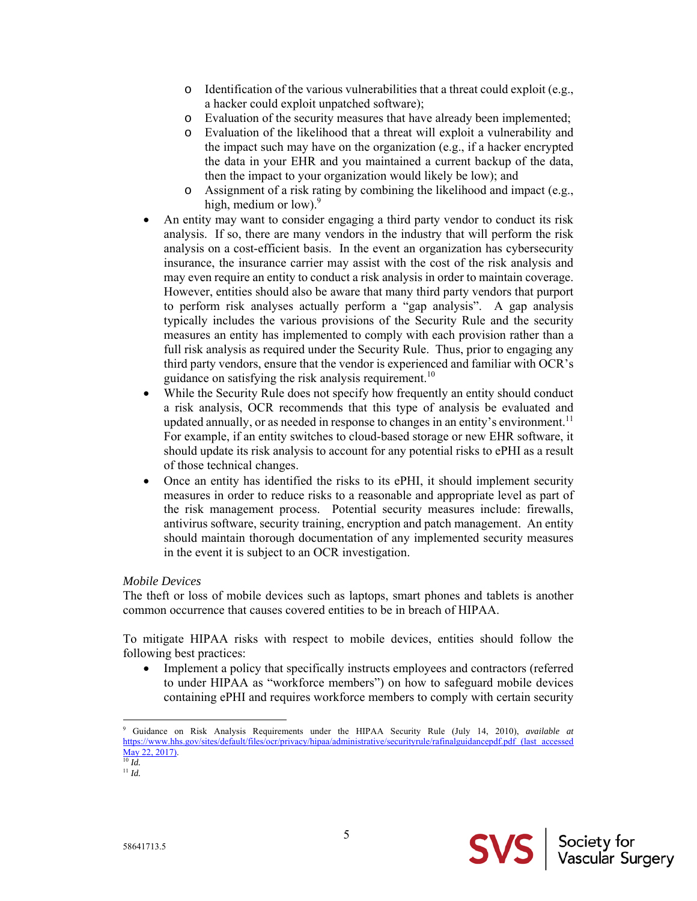- Identification of the various vulnerabilities that a threat could exploit (e.g., a hacker could exploit unpatched software);
  - Evaluation of the security measures that have already been implemented;
  - Evaluation of the likelihood that a threat will exploit a vulnerability and the impact such may have on the organization (e.g., if a hacker encrypted the data in your EHR and you maintained a current backup of the data, then the impact to your organization would likely be low); and
  - Assignment of a risk rating by combining the likelihood and impact (e.g., high, medium or low).[9]
- An entity may want to consider engaging a third party vendor to conduct its risk analysis. If so, there are many vendors in the industry that will perform the risk analysis on a cost-efficient basis. In the event an organization has cybersecurity insurance, the insurance carrier may assist with the cost of the risk analysis and may even require an entity to conduct a risk analysis in order to maintain coverage. However, entities should also be aware that many third party vendors that purport to perform risk analyses actually perform a "gap analysis". A gap analysis typically includes the various provisions of the Security Rule and the security measures an entity has implemented to comply with each provision rather than a full risk analysis as required under the Security Rule. Thus, prior to engaging any third party vendors, ensure that the vendor is experienced and familiar with OCR's guidance on satisfying the risk analysis requirement.[10]
- While the Security Rule does not specify how frequently an entity should conduct a risk analysis, OCR recommends that this type of analysis be evaluated and updated annually, or as needed in response to changes in an entity's environment.[11] For example, if an entity switches to cloud-based storage or new EHR software, it should update its risk analysis to account for any potential risks to ePHI as a result of those technical changes.
- Once an entity has identified the risks to its ePHI, it should implement security measures in order to reduce risks to a reasonable and appropriate level as part of the risk management process. Potential security measures include: firewalls, antivirus software, security training, encryption and patch management. An entity should maintain thorough documentation of any implemented security measures in the event it is subject to an OCR investigation.

*Mobile Devices*

The theft or loss of mobile devices such as laptops, smart phones and tablets is another common occurrence that causes covered entities to be in breach of HIPAA.

To mitigate HIPAA risks with respect to mobile devices, entities should follow the following best practices:

- Implement a policy that specifically instructs employees and contractors (referred to under HIPAA as "workforce members") on how to safeguard mobile devices containing ePHI and requires workforce members to comply with certain security

---

[9] Guidance on Risk Analysis Requirements under the HIPAA Security Rule (July 14, 2010), *available at* https://www.hhs.gov/sites/default/files/ocr/privacy/hipaa/administrative/securityrule/rafinalguidancepdf.pdf (last accessed May 22, 2017).

[10] *Id.*

[11] *Id.*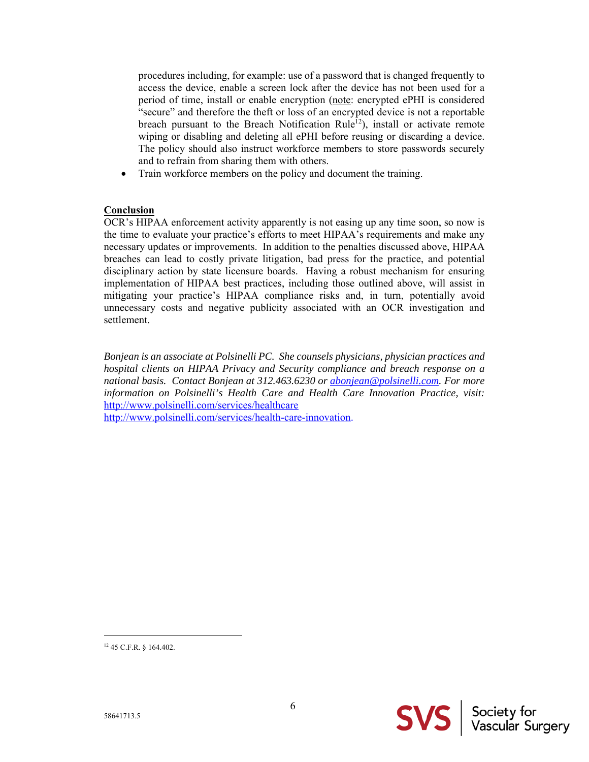procedures including, for example: use of a password that is changed frequently to access the device, enable a screen lock after the device has not been used for a period of time, install or enable encryption (note: encrypted ePHI is considered "secure" and therefore the theft or loss of an encrypted device is not a reportable breach pursuant to the Breach Notification Rule[12]), install or activate remote wiping or disabling and deleting all ePHI before reusing or discarding a device. The policy should also instruct workforce members to store passwords securely and to refrain from sharing them with others.

- Train workforce members on the policy and document the training.

## Conclusion

OCR's HIPAA enforcement activity apparently is not easing up any time soon, so now is the time to evaluate your practice's efforts to meet HIPAA's requirements and make any necessary updates or improvements. In addition to the penalties discussed above, HIPAA breaches can lead to costly private litigation, bad press for the practice, and potential disciplinary action by state licensure boards. Having a robust mechanism for ensuring implementation of HIPAA best practices, including those outlined above, will assist in mitigating your practice's HIPAA compliance risks and, in turn, potentially avoid unnecessary costs and negative publicity associated with an OCR investigation and settlement.

*Bonjean is an associate at Polsinelli PC. She counsels physicians, physician practices and hospital clients on HIPAA Privacy and Security compliance and breach response on a national basis. Contact Bonjean at 312.463.6230 or abonjean@polsinelli.com. For more information on Polsinelli's Health Care and Health Care Innovation Practice, visit:* http://www.polsinelli.com/services/healthcare
http://www.polsinelli.com/services/health-care-innovation.

[12] 45 C.F.R. § 164.402.